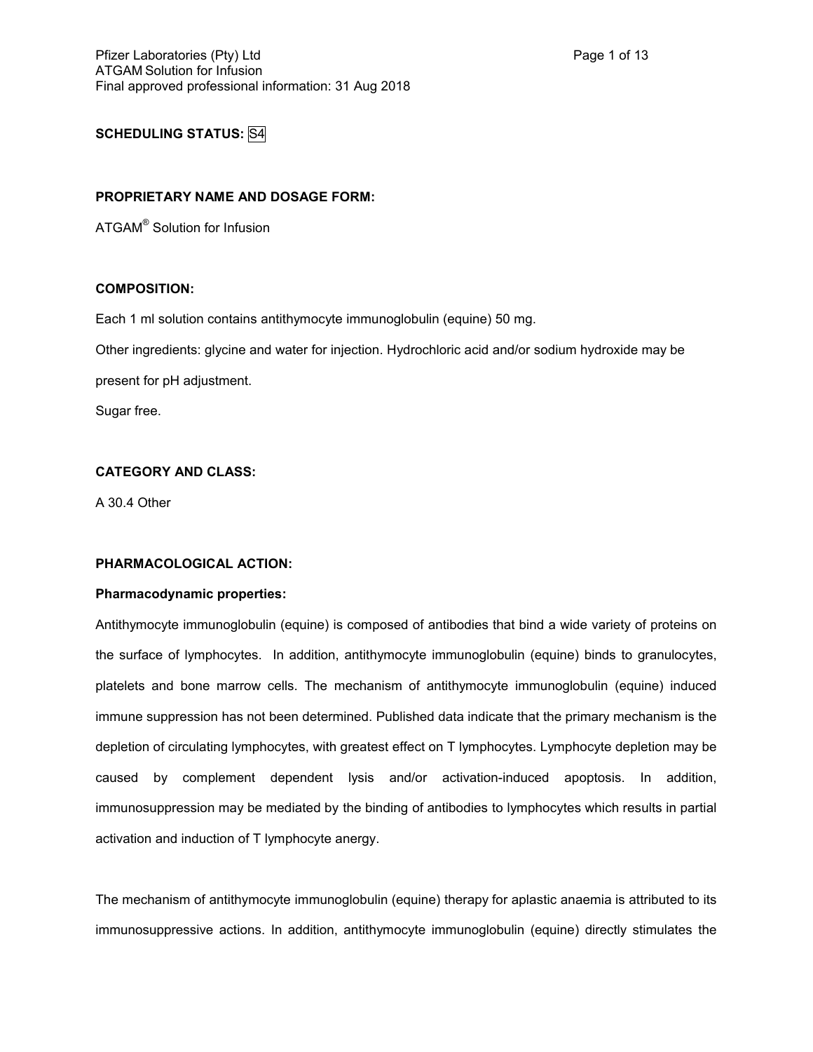**SCHEDULING STATUS:** S4

**PROPRIETARY NAME AND DOSAGE FORM:**

ATGAM® Solution for Infusion

**COMPOSITION:**

Each 1 ml solution contains antithymocyte immunoglobulin (equine) 50 mg.

Other ingredients: glycine and water for injection. Hydrochloric acid and/or sodium hydroxide may be present for pH adjustment.

Sugar free.

**CATEGORY AND CLASS:**

A 30.4 Other

**PHARMACOLOGICAL ACTION:**

**Pharmacodynamic properties:**

Antithymocyte immunoglobulin (equine) is composed of antibodies that bind a wide variety of proteins on the surface of lymphocytes. In addition, antithymocyte immunoglobulin (equine) binds to granulocytes, platelets and bone marrow cells. The mechanism of antithymocyte immunoglobulin (equine) induced immune suppression has not been determined. Published data indicate that the primary mechanism is the depletion of circulating lymphocytes, with greatest effect on T lymphocytes. Lymphocyte depletion may be caused by complement dependent lysis and/or activation-induced apoptosis. In addition, immunosuppression may be mediated by the binding of antibodies to lymphocytes which results in partial activation and induction of T lymphocyte anergy.

The mechanism of antithymocyte immunoglobulin (equine) therapy for aplastic anaemia is attributed to its immunosuppressive actions. In addition, antithymocyte immunoglobulin (equine) directly stimulates the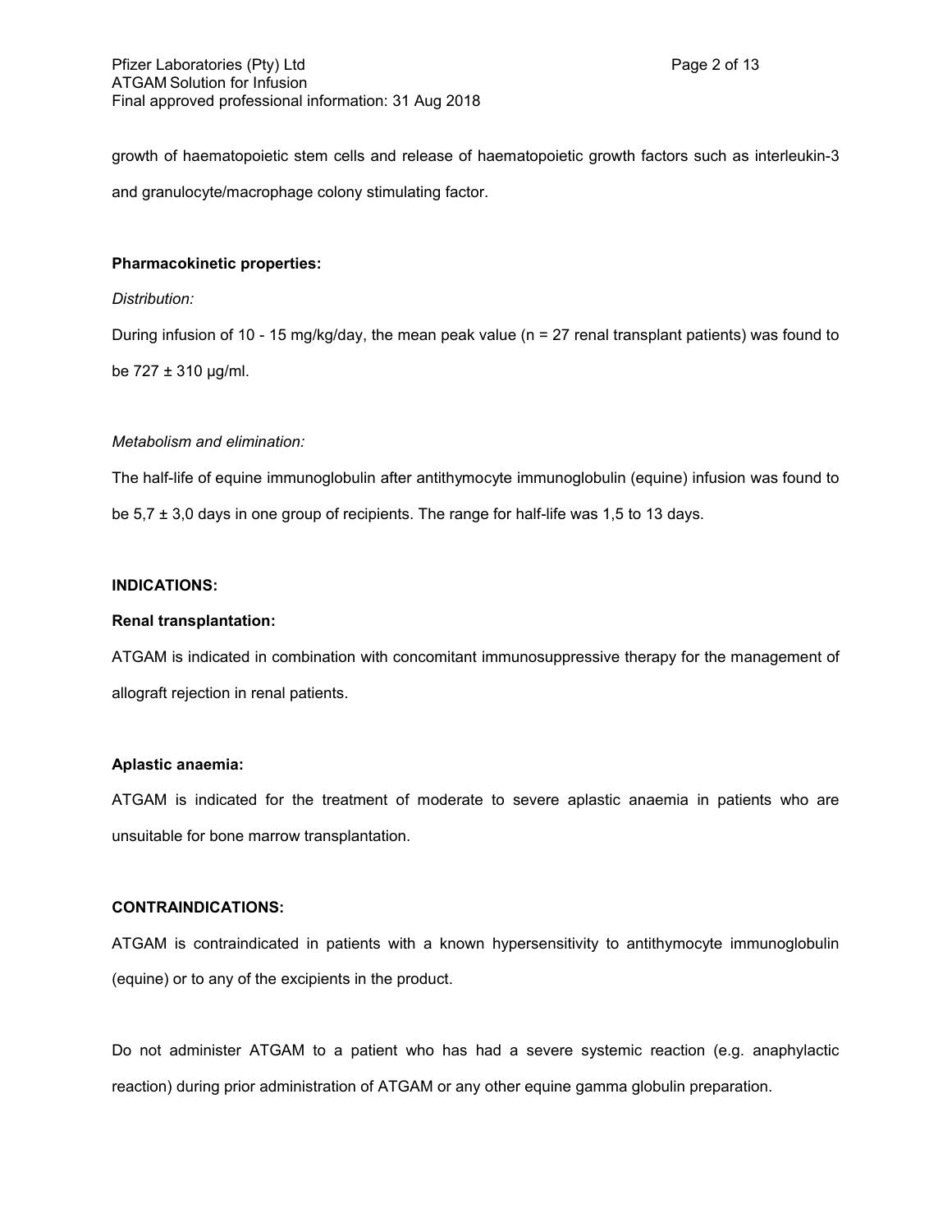growth of haematopoietic stem cells and release of haematopoietic growth factors such as interleukin-3 and granulocyte/macrophage colony stimulating factor.

**Pharmacokinetic properties:**

*Distribution:*

During infusion of 10 - 15 mg/kg/day, the mean peak value (n = 27 renal transplant patients) was found to be 727 ± 310 µg/ml.

*Metabolism and elimination:*

The half-life of equine immunoglobulin after antithymocyte immunoglobulin (equine) infusion was found to be 5,7 ± 3,0 days in one group of recipients. The range for half-life was 1,5 to 13 days.

**INDICATIONS:**

**Renal transplantation:**

ATGAM is indicated in combination with concomitant immunosuppressive therapy for the management of allograft rejection in renal patients.

**Aplastic anaemia:**

ATGAM is indicated for the treatment of moderate to severe aplastic anaemia in patients who are unsuitable for bone marrow transplantation.

**CONTRAINDICATIONS:**

ATGAM is contraindicated in patients with a known hypersensitivity to antithymocyte immunoglobulin (equine) or to any of the excipients in the product.

Do not administer ATGAM to a patient who has had a severe systemic reaction (e.g. anaphylactic reaction) during prior administration of ATGAM or any other equine gamma globulin preparation.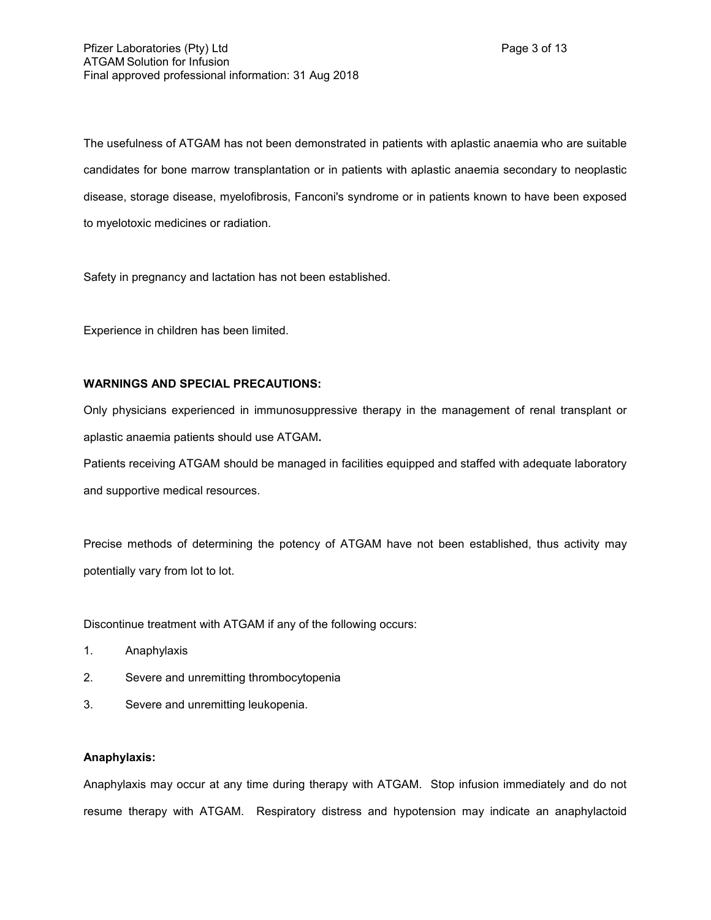The usefulness of ATGAM has not been demonstrated in patients with aplastic anaemia who are suitable candidates for bone marrow transplantation or in patients with aplastic anaemia secondary to neoplastic disease, storage disease, myelofibrosis, Fanconi's syndrome or in patients known to have been exposed to myelotoxic medicines or radiation.

Safety in pregnancy and lactation has not been established.

Experience in children has been limited.

**WARNINGS AND SPECIAL PRECAUTIONS:**

Only physicians experienced in immunosuppressive therapy in the management of renal transplant or aplastic anaemia patients should use ATGAM**.**

Patients receiving ATGAM should be managed in facilities equipped and staffed with adequate laboratory and supportive medical resources.

Precise methods of determining the potency of ATGAM have not been established, thus activity may potentially vary from lot to lot.

Discontinue treatment with ATGAM if any of the following occurs:

1. Anaphylaxis
2. Severe and unremitting thrombocytopenia
3. Severe and unremitting leukopenia.

**Anaphylaxis:**

Anaphylaxis may occur at any time during therapy with ATGAM. Stop infusion immediately and do not resume therapy with ATGAM. Respiratory distress and hypotension may indicate an anaphylactoid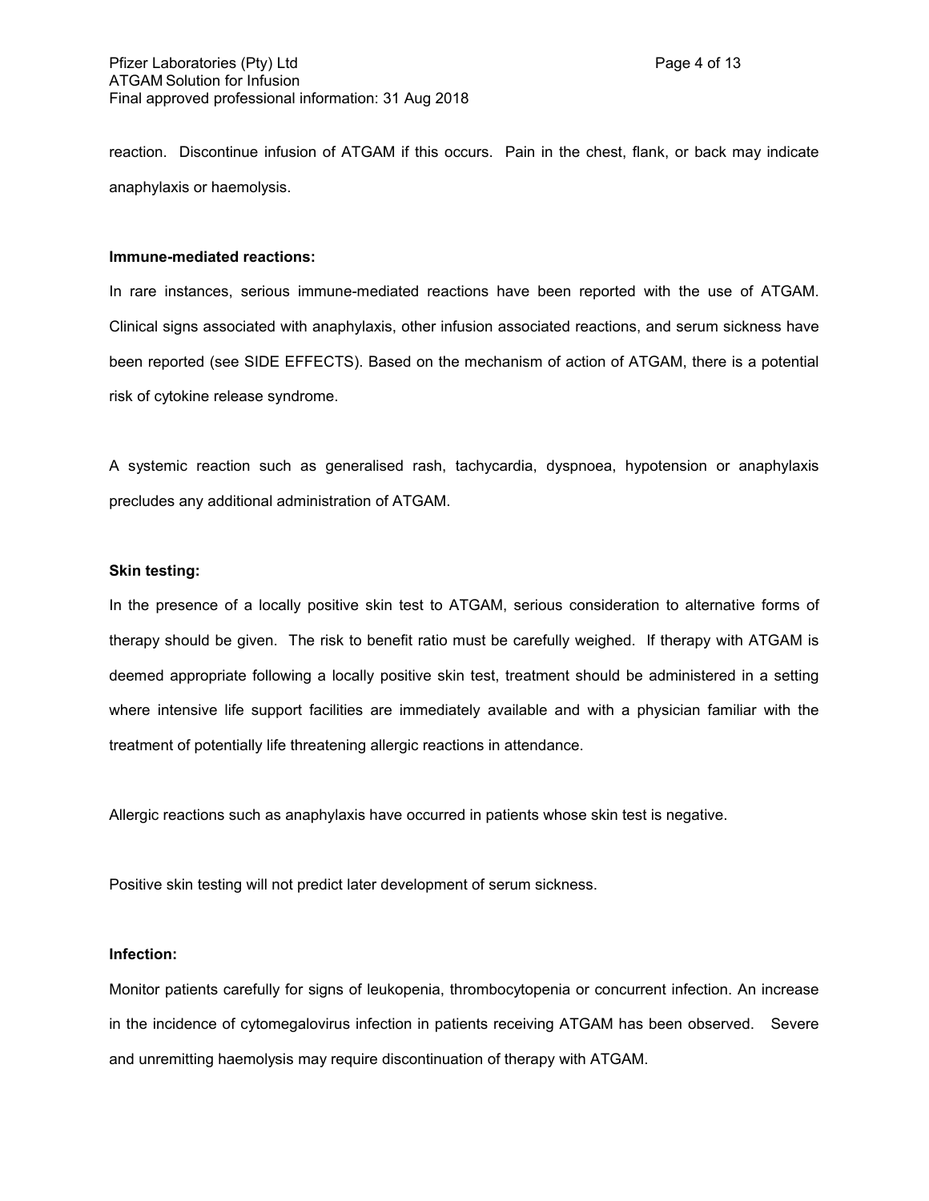reaction. Discontinue infusion of ATGAM if this occurs. Pain in the chest, flank, or back may indicate anaphylaxis or haemolysis.

**Immune-mediated reactions:**

In rare instances, serious immune-mediated reactions have been reported with the use of ATGAM. Clinical signs associated with anaphylaxis, other infusion associated reactions, and serum sickness have been reported (see SIDE EFFECTS). Based on the mechanism of action of ATGAM, there is a potential risk of cytokine release syndrome.

A systemic reaction such as generalised rash, tachycardia, dyspnoea, hypotension or anaphylaxis precludes any additional administration of ATGAM.

**Skin testing:**

In the presence of a locally positive skin test to ATGAM, serious consideration to alternative forms of therapy should be given. The risk to benefit ratio must be carefully weighed. If therapy with ATGAM is deemed appropriate following a locally positive skin test, treatment should be administered in a setting where intensive life support facilities are immediately available and with a physician familiar with the treatment of potentially life threatening allergic reactions in attendance.

Allergic reactions such as anaphylaxis have occurred in patients whose skin test is negative.

Positive skin testing will not predict later development of serum sickness.

**Infection:**

Monitor patients carefully for signs of leukopenia, thrombocytopenia or concurrent infection. An increase in the incidence of cytomegalovirus infection in patients receiving ATGAM has been observed. Severe and unremitting haemolysis may require discontinuation of therapy with ATGAM.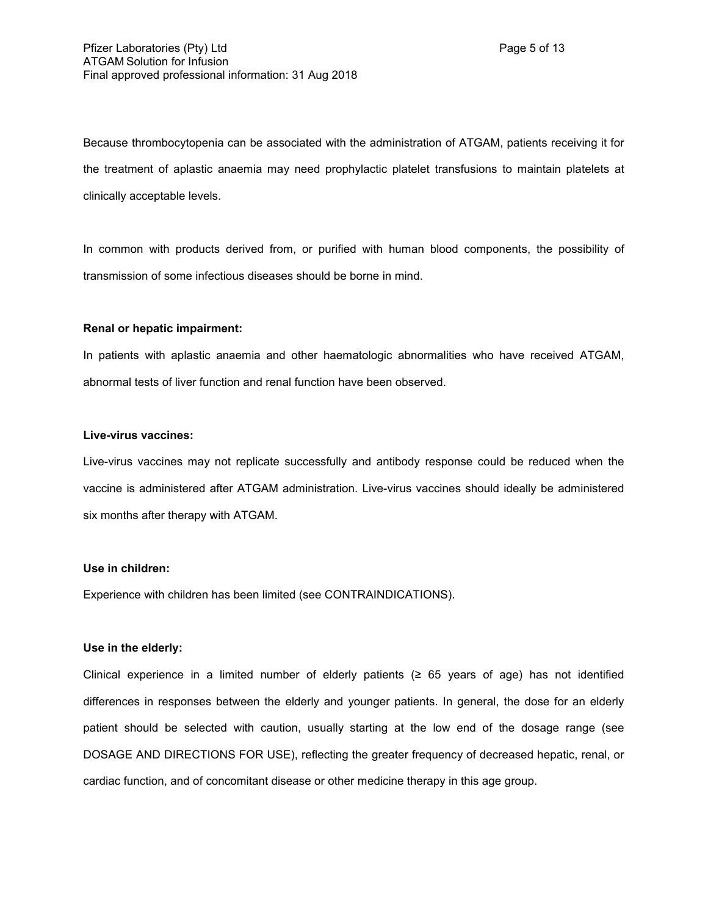Because thrombocytopenia can be associated with the administration of ATGAM, patients receiving it for the treatment of aplastic anaemia may need prophylactic platelet transfusions to maintain platelets at clinically acceptable levels.

In common with products derived from, or purified with human blood components, the possibility of transmission of some infectious diseases should be borne in mind.

**Renal or hepatic impairment:**

In patients with aplastic anaemia and other haematologic abnormalities who have received ATGAM, abnormal tests of liver function and renal function have been observed.

**Live-virus vaccines:**

Live-virus vaccines may not replicate successfully and antibody response could be reduced when the vaccine is administered after ATGAM administration. Live-virus vaccines should ideally be administered six months after therapy with ATGAM.

**Use in children:**

Experience with children has been limited (see CONTRAINDICATIONS).

**Use in the elderly:**

Clinical experience in a limited number of elderly patients (≥ 65 years of age) has not identified differences in responses between the elderly and younger patients. In general, the dose for an elderly patient should be selected with caution, usually starting at the low end of the dosage range (see DOSAGE AND DIRECTIONS FOR USE), reflecting the greater frequency of decreased hepatic, renal, or cardiac function, and of concomitant disease or other medicine therapy in this age group.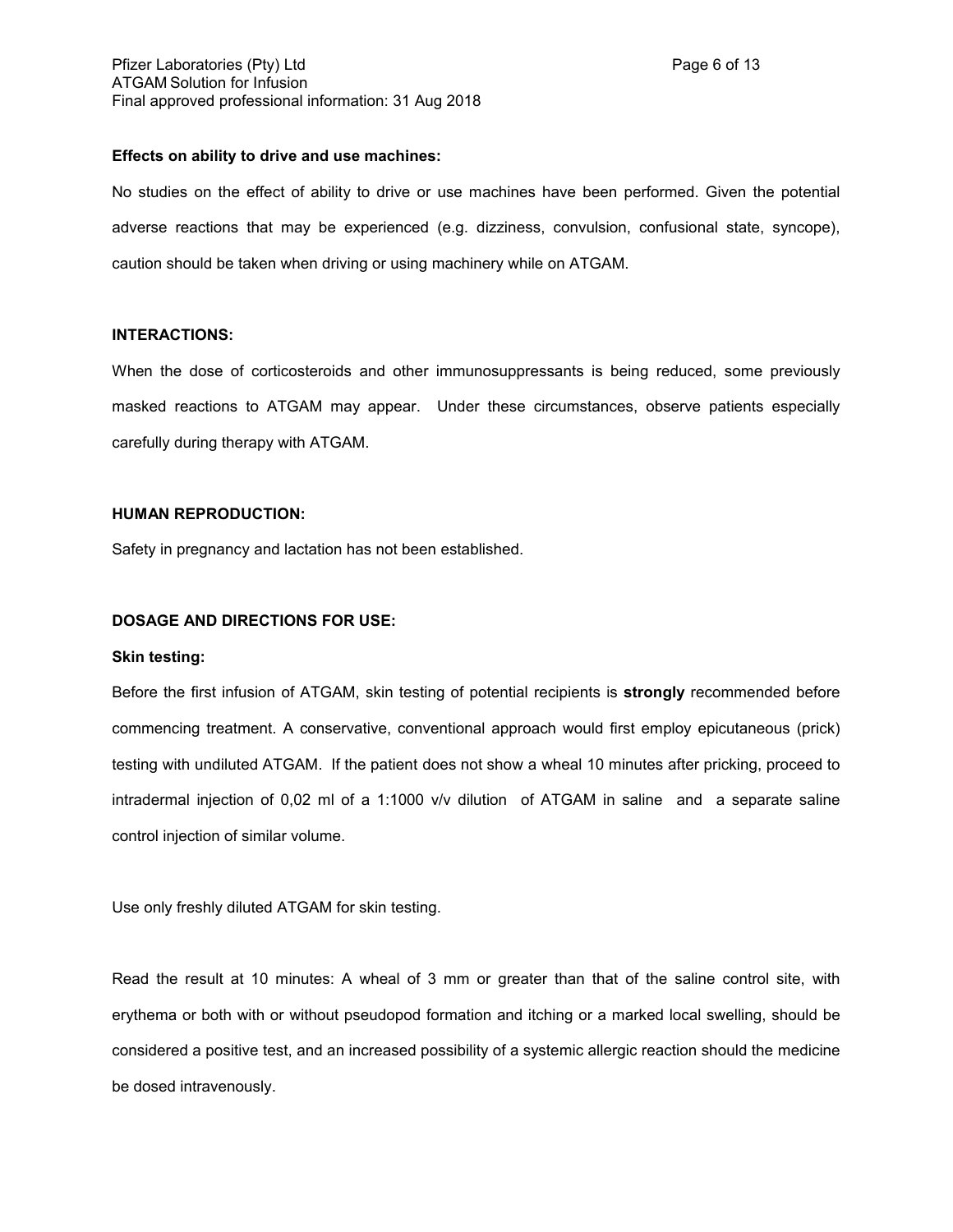**Effects on ability to drive and use machines:**

No studies on the effect of ability to drive or use machines have been performed. Given the potential adverse reactions that may be experienced (e.g. dizziness, convulsion, confusional state, syncope), caution should be taken when driving or using machinery while on ATGAM.

**INTERACTIONS:**

When the dose of corticosteroids and other immunosuppressants is being reduced, some previously masked reactions to ATGAM may appear. Under these circumstances, observe patients especially carefully during therapy with ATGAM.

**HUMAN REPRODUCTION:**

Safety in pregnancy and lactation has not been established.

**DOSAGE AND DIRECTIONS FOR USE:**

**Skin testing:**

Before the first infusion of ATGAM, skin testing of potential recipients is **strongly** recommended before commencing treatment. A conservative, conventional approach would first employ epicutaneous (prick) testing with undiluted ATGAM. If the patient does not show a wheal 10 minutes after pricking, proceed to intradermal injection of 0,02 ml of a 1:1000 v/v dilution of ATGAM in saline and a separate saline control injection of similar volume.

Use only freshly diluted ATGAM for skin testing.

Read the result at 10 minutes: A wheal of 3 mm or greater than that of the saline control site, with erythema or both with or without pseudopod formation and itching or a marked local swelling, should be considered a positive test, and an increased possibility of a systemic allergic reaction should the medicine be dosed intravenously.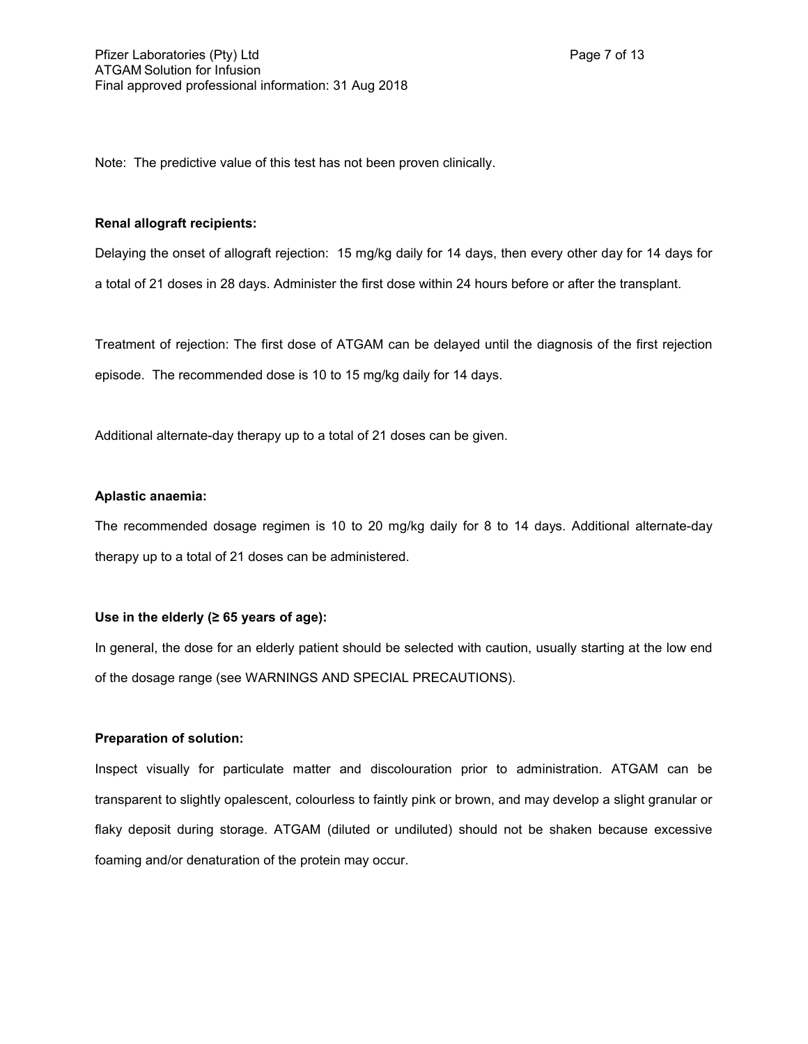Note: The predictive value of this test has not been proven clinically.

**Renal allograft recipients:**

Delaying the onset of allograft rejection: 15 mg/kg daily for 14 days, then every other day for 14 days for a total of 21 doses in 28 days. Administer the first dose within 24 hours before or after the transplant.

Treatment of rejection: The first dose of ATGAM can be delayed until the diagnosis of the first rejection episode. The recommended dose is 10 to 15 mg/kg daily for 14 days.

Additional alternate-day therapy up to a total of 21 doses can be given.

**Aplastic anaemia:**

The recommended dosage regimen is 10 to 20 mg/kg daily for 8 to 14 days. Additional alternate-day therapy up to a total of 21 doses can be administered.

**Use in the elderly (≥ 65 years of age):**

In general, the dose for an elderly patient should be selected with caution, usually starting at the low end of the dosage range (see WARNINGS AND SPECIAL PRECAUTIONS).

**Preparation of solution:**

Inspect visually for particulate matter and discolouration prior to administration. ATGAM can be transparent to slightly opalescent, colourless to faintly pink or brown, and may develop a slight granular or flaky deposit during storage. ATGAM (diluted or undiluted) should not be shaken because excessive foaming and/or denaturation of the protein may occur.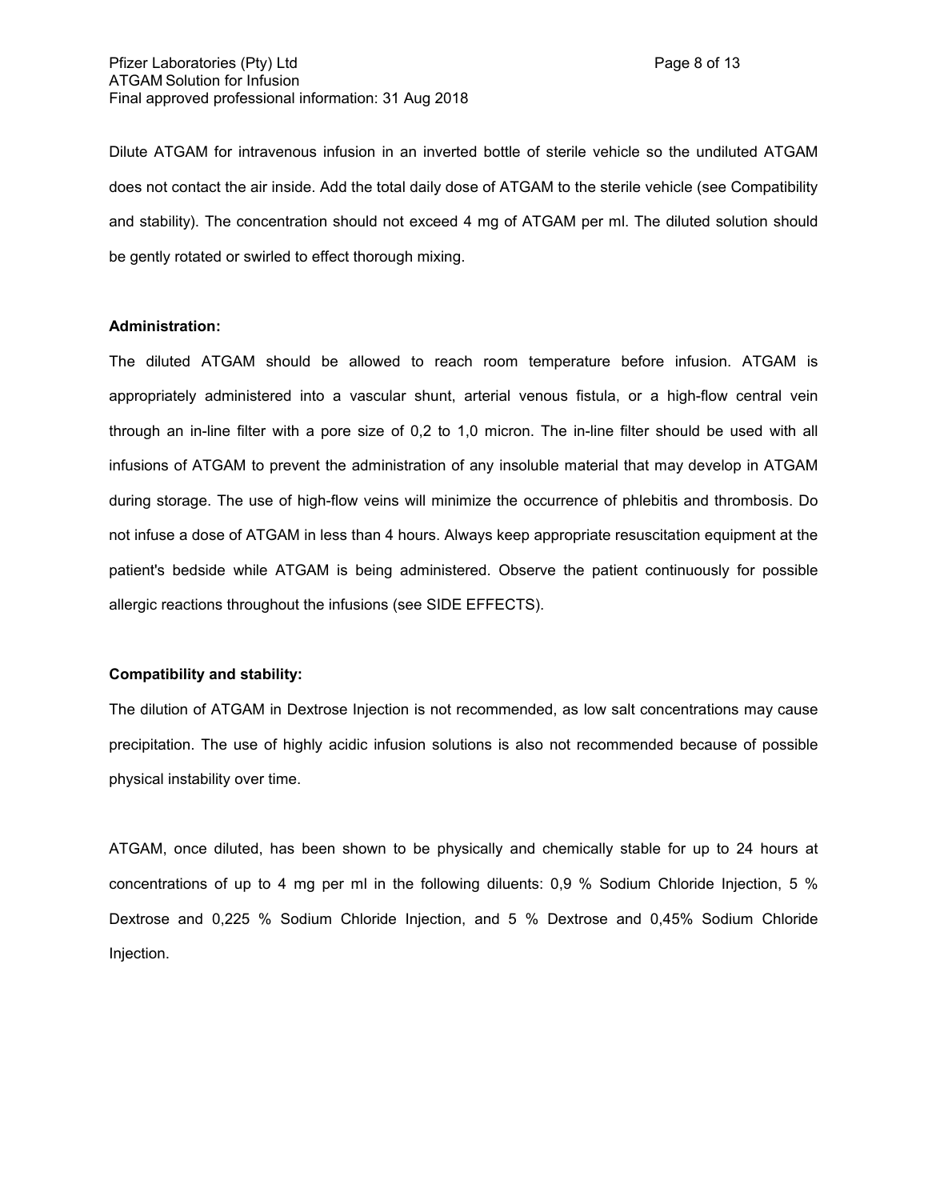Dilute ATGAM for intravenous infusion in an inverted bottle of sterile vehicle so the undiluted ATGAM does not contact the air inside. Add the total daily dose of ATGAM to the sterile vehicle (see Compatibility and stability). The concentration should not exceed 4 mg of ATGAM per ml. The diluted solution should be gently rotated or swirled to effect thorough mixing.

**Administration:**

The diluted ATGAM should be allowed to reach room temperature before infusion. ATGAM is appropriately administered into a vascular shunt, arterial venous fistula, or a high-flow central vein through an in-line filter with a pore size of 0,2 to 1,0 micron. The in-line filter should be used with all infusions of ATGAM to prevent the administration of any insoluble material that may develop in ATGAM during storage. The use of high-flow veins will minimize the occurrence of phlebitis and thrombosis. Do not infuse a dose of ATGAM in less than 4 hours. Always keep appropriate resuscitation equipment at the patient's bedside while ATGAM is being administered. Observe the patient continuously for possible allergic reactions throughout the infusions (see SIDE EFFECTS).

**Compatibility and stability:**

The dilution of ATGAM in Dextrose Injection is not recommended, as low salt concentrations may cause precipitation. The use of highly acidic infusion solutions is also not recommended because of possible physical instability over time.

ATGAM, once diluted, has been shown to be physically and chemically stable for up to 24 hours at concentrations of up to 4 mg per ml in the following diluents: 0,9 % Sodium Chloride Injection, 5 % Dextrose and 0,225 % Sodium Chloride Injection, and 5 % Dextrose and 0,45% Sodium Chloride Injection.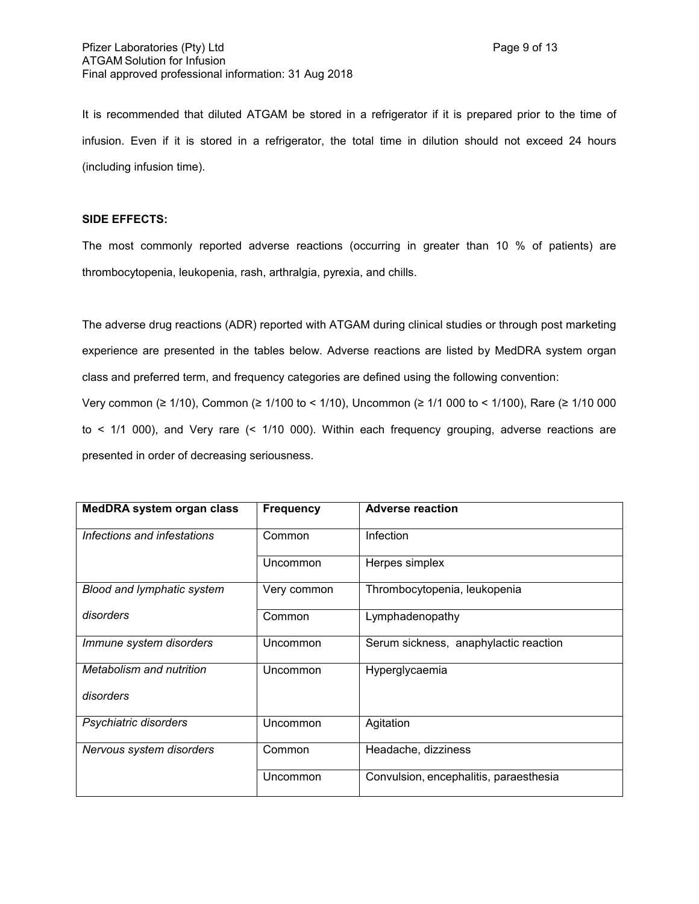It is recommended that diluted ATGAM be stored in a refrigerator if it is prepared prior to the time of infusion. Even if it is stored in a refrigerator, the total time in dilution should not exceed 24 hours (including infusion time).

**SIDE EFFECTS:**

The most commonly reported adverse reactions (occurring in greater than 10 % of patients) are thrombocytopenia, leukopenia, rash, arthralgia, pyrexia, and chills.

The adverse drug reactions (ADR) reported with ATGAM during clinical studies or through post marketing experience are presented in the tables below. Adverse reactions are listed by MedDRA system organ class and preferred term, and frequency categories are defined using the following convention:
Very common (≥ 1/10), Common (≥ 1/100 to < 1/10), Uncommon (≥ 1/1 000 to < 1/100), Rare (≥ 1/10 000 to < 1/1 000), and Very rare (< 1/10 000). Within each frequency grouping, adverse reactions are presented in order of decreasing seriousness.

| **MedDRA system organ class** | **Frequency** | **Adverse reaction** |
|---|---|---|
| *Infections and infestations* | Common | Infection |
| | Uncommon | Herpes simplex |
| *Blood and lymphatic system disorders* | Very common | Thrombocytopenia, leukopenia |
| | Common | Lymphadenopathy |
| *Immune system disorders* | Uncommon | Serum sickness, anaphylactic reaction |
| *Metabolism and nutrition disorders* | Uncommon | Hyperglycaemia |
| *Psychiatric disorders* | Uncommon | Agitation |
| *Nervous system disorders* | Common | Headache, dizziness |
| | Uncommon | Convulsion, encephalitis, paraesthesia |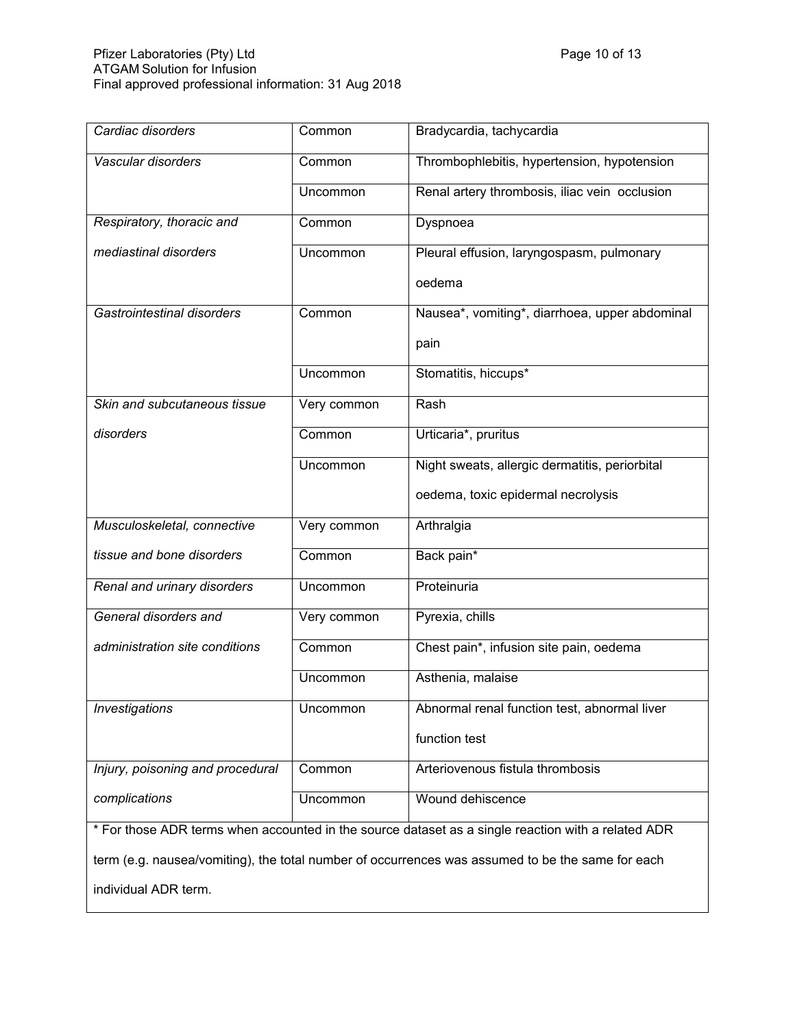| | | |
|---|---|---|
| *Cardiac disorders* | Common | Bradycardia, tachycardia |
| *Vascular disorders* | Common | Thrombophlebitis, hypertension, hypotension |
| | Uncommon | Renal artery thrombosis, iliac vein occlusion |
| *Respiratory, thoracic and mediastinal disorders* | Common | Dyspnoea |
| | Uncommon | Pleural effusion, laryngospasm, pulmonary oedema |
| *Gastrointestinal disorders* | Common | Nausea*, vomiting*, diarrhoea, upper abdominal pain |
| | Uncommon | Stomatitis, hiccups* |
| *Skin and subcutaneous tissue disorders* | Very common | Rash |
| | Common | Urticaria*, pruritus |
| | Uncommon | Night sweats, allergic dermatitis, periorbital oedema, toxic epidermal necrolysis |
| *Musculoskeletal, connective tissue and bone disorders* | Very common | Arthralgia |
| | Common | Back pain* |
| *Renal and urinary disorders* | Uncommon | Proteinuria |
| *General disorders and administration site conditions* | Very common | Pyrexia, chills |
| | Common | Chest pain*, infusion site pain, oedema |
| | Uncommon | Asthenia, malaise |
| *Investigations* | Uncommon | Abnormal renal function test, abnormal liver function test |
| *Injury, poisoning and procedural complications* | Common | Arteriovenous fistula thrombosis |
| | Uncommon | Wound dehiscence |

* For those ADR terms when accounted in the source dataset as a single reaction with a related ADR term (e.g. nausea/vomiting), the total number of occurrences was assumed to be the same for each individual ADR term.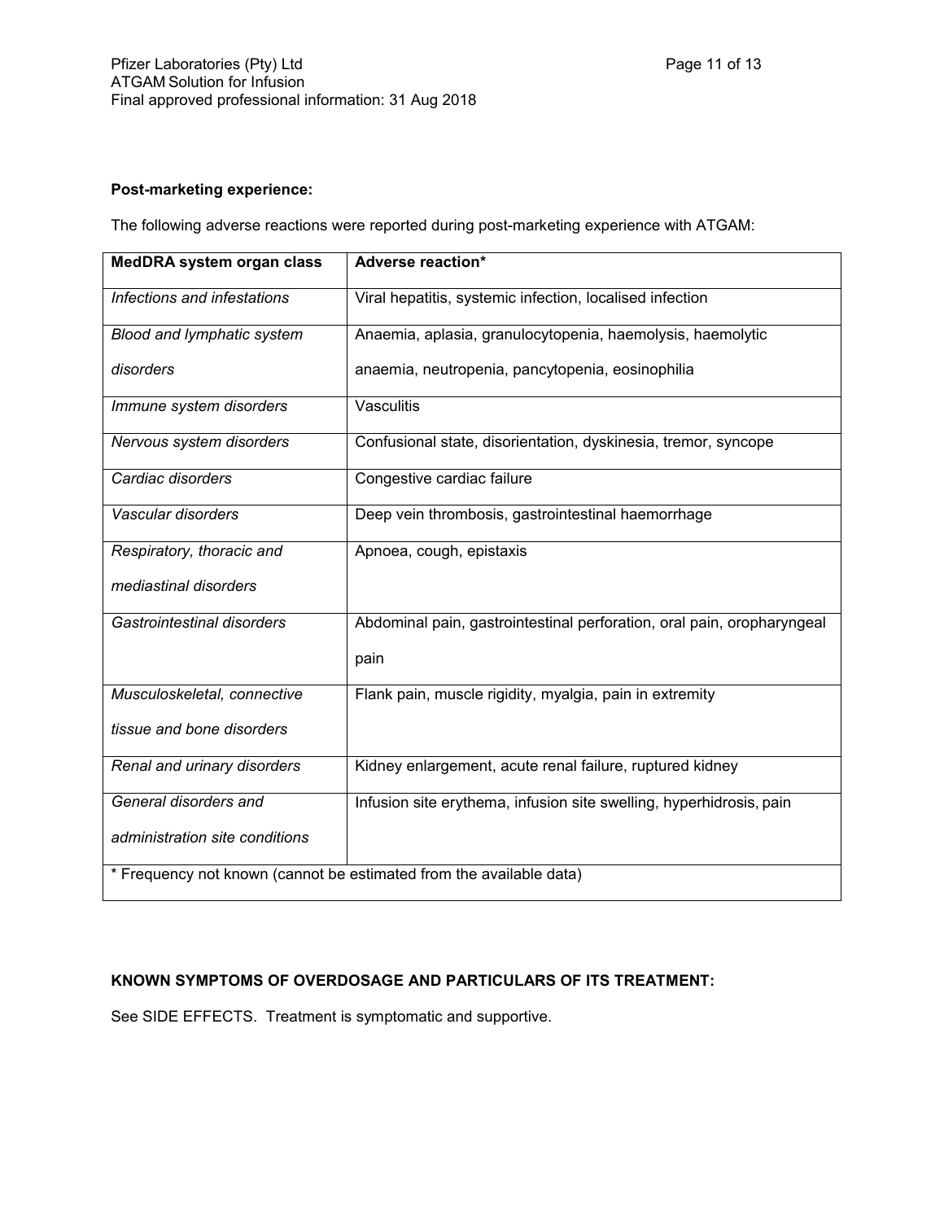**Post-marketing experience:**

The following adverse reactions were reported during post-marketing experience with ATGAM:

| MedDRA system organ class | Adverse reaction* |
|---|---|
| *Infections and infestations* | Viral hepatitis, systemic infection, localised infection |
| *Blood and lymphatic system disorders* | Anaemia, aplasia, granulocytopenia, haemolysis, haemolytic anaemia, neutropenia, pancytopenia, eosinophilia |
| *Immune system disorders* | Vasculitis |
| *Nervous system disorders* | Confusional state, disorientation, dyskinesia, tremor, syncope |
| *Cardiac disorders* | Congestive cardiac failure |
| *Vascular disorders* | Deep vein thrombosis, gastrointestinal haemorrhage |
| *Respiratory, thoracic and mediastinal disorders* | Apnoea, cough, epistaxis |
| *Gastrointestinal disorders* | Abdominal pain, gastrointestinal perforation, oral pain, oropharyngeal pain |
| *Musculoskeletal, connective tissue and bone disorders* | Flank pain, muscle rigidity, myalgia, pain in extremity |
| *Renal and urinary disorders* | Kidney enlargement, acute renal failure, ruptured kidney |
| *General disorders and administration site conditions* | Infusion site erythema, infusion site swelling, hyperhidrosis, pain |
| * Frequency not known (cannot be estimated from the available data) | |

**KNOWN SYMPTOMS OF OVERDOSAGE AND PARTICULARS OF ITS TREATMENT:**

See SIDE EFFECTS. Treatment is symptomatic and supportive.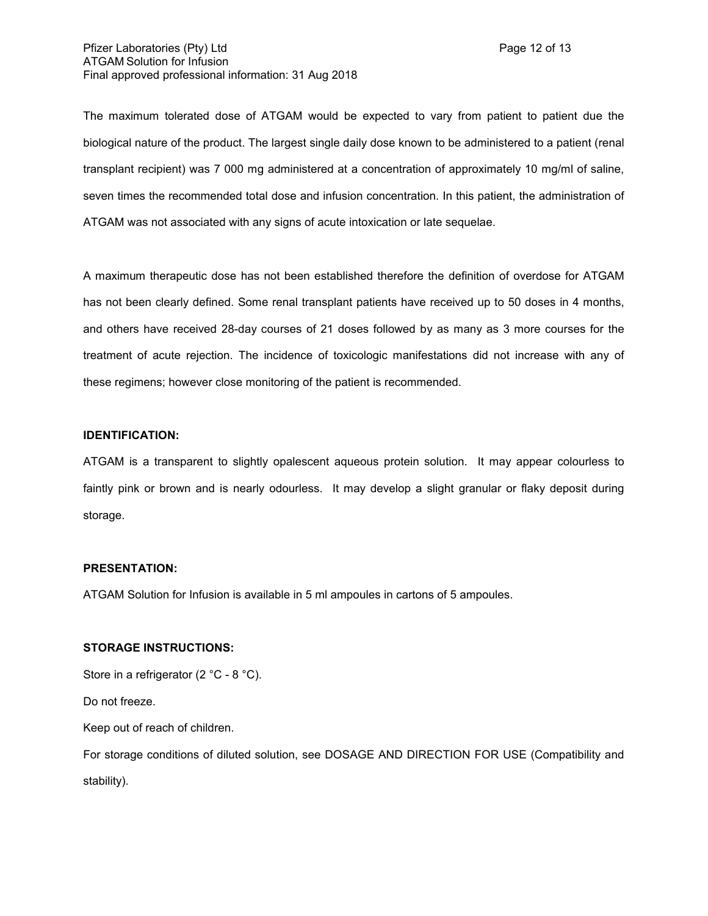The maximum tolerated dose of ATGAM would be expected to vary from patient to patient due the biological nature of the product. The largest single daily dose known to be administered to a patient (renal transplant recipient) was 7 000 mg administered at a concentration of approximately 10 mg/ml of saline, seven times the recommended total dose and infusion concentration. In this patient, the administration of ATGAM was not associated with any signs of acute intoxication or late sequelae.

A maximum therapeutic dose has not been established therefore the definition of overdose for ATGAM has not been clearly defined. Some renal transplant patients have received up to 50 doses in 4 months, and others have received 28-day courses of 21 doses followed by as many as 3 more courses for the treatment of acute rejection. The incidence of toxicologic manifestations did not increase with any of these regimens; however close monitoring of the patient is recommended.

**IDENTIFICATION:**

ATGAM is a transparent to slightly opalescent aqueous protein solution. It may appear colourless to faintly pink or brown and is nearly odourless. It may develop a slight granular or flaky deposit during storage.

**PRESENTATION:**

ATGAM Solution for Infusion is available in 5 ml ampoules in cartons of 5 ampoules.

**STORAGE INSTRUCTIONS:**

Store in a refrigerator (2 °C - 8 °C).

Do not freeze.

Keep out of reach of children.

For storage conditions of diluted solution, see DOSAGE AND DIRECTION FOR USE (Compatibility and stability).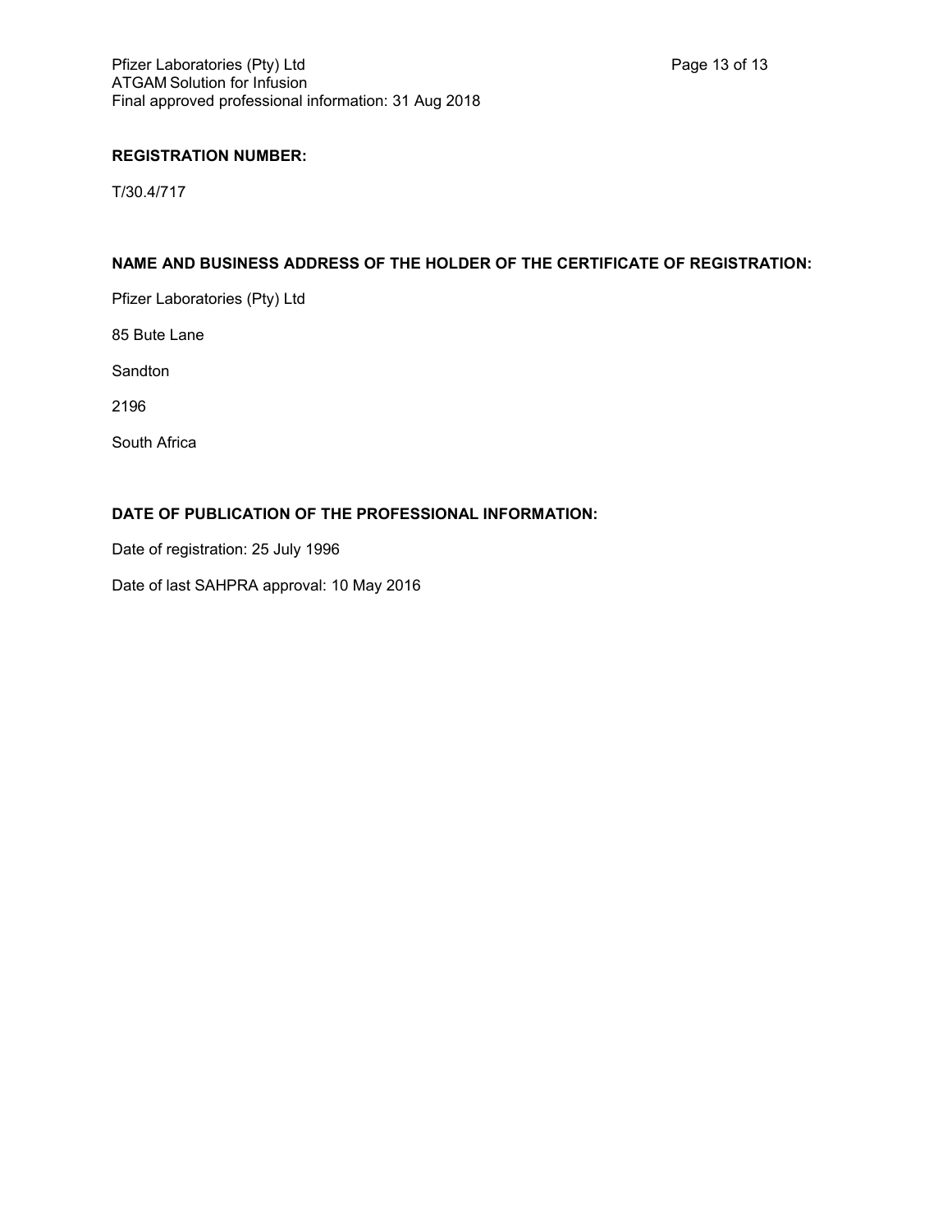**REGISTRATION NUMBER:**

T/30.4/717

**NAME AND BUSINESS ADDRESS OF THE HOLDER OF THE CERTIFICATE OF REGISTRATION:**

Pfizer Laboratories (Pty) Ltd

85 Bute Lane

Sandton

2196

South Africa

**DATE OF PUBLICATION OF THE PROFESSIONAL INFORMATION:**

Date of registration: 25 July 1996

Date of last SAHPRA approval: 10 May 2016